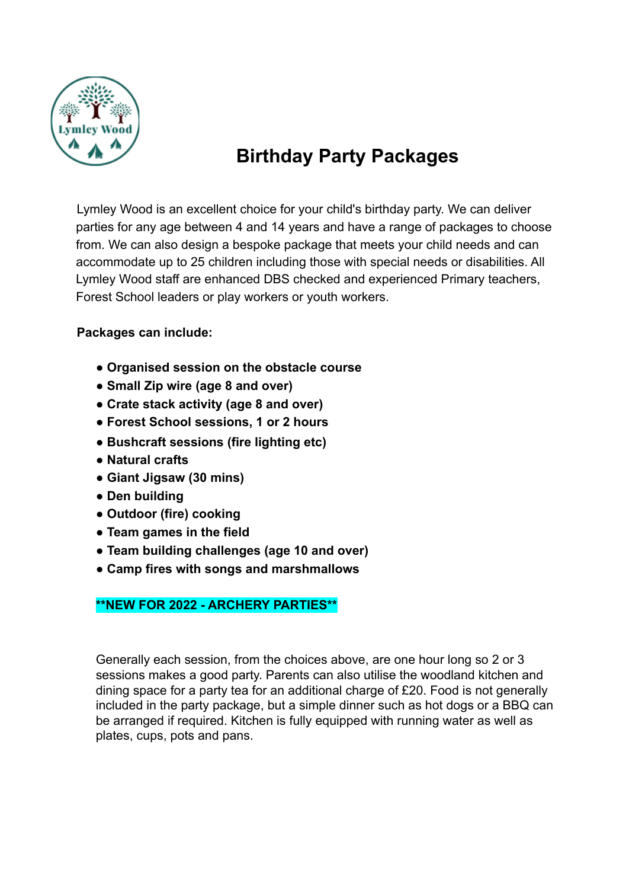# Birthday Party Packages

Lymley Wood is an excellent choice for your child's birthday party. We can deliver parties for any age between 4 and 14 years and have a range of packages to choose from. We can also design a bespoke package that meets your child needs and can accommodate up to 25 children including those with special needs or disabilities. All Lymley Wood staff are enhanced DBS checked and experienced Primary teachers, Forest School leaders or play workers or youth workers.

**Packages can include:**

- **Organised session on the obstacle course**
- **Small Zip wire (age 8 and over)**
- **Crate stack activity (age 8 and over)**
- **Forest School sessions, 1 or 2 hours**
- **Bushcraft sessions (fire lighting etc)**
- **Natural crafts**
- **Giant Jigsaw (30 mins)**
- **Den building**
- **Outdoor (fire) cooking**
- **Team games in the field**
- **Team building challenges (age 10 and over)**
- **Camp fires with songs and marshmallows**

**\*\*NEW FOR 2022 - ARCHERY PARTIES\*\***

Generally each session, from the choices above, are one hour long so 2 or 3 sessions makes a good party. Parents can also utilise the woodland kitchen and dining space for a party tea for an additional charge of £20. Food is not generally included in the party package, but a simple dinner such as hot dogs or a BBQ can be arranged if required. Kitchen is fully equipped with running water as well as plates, cups, pots and pans.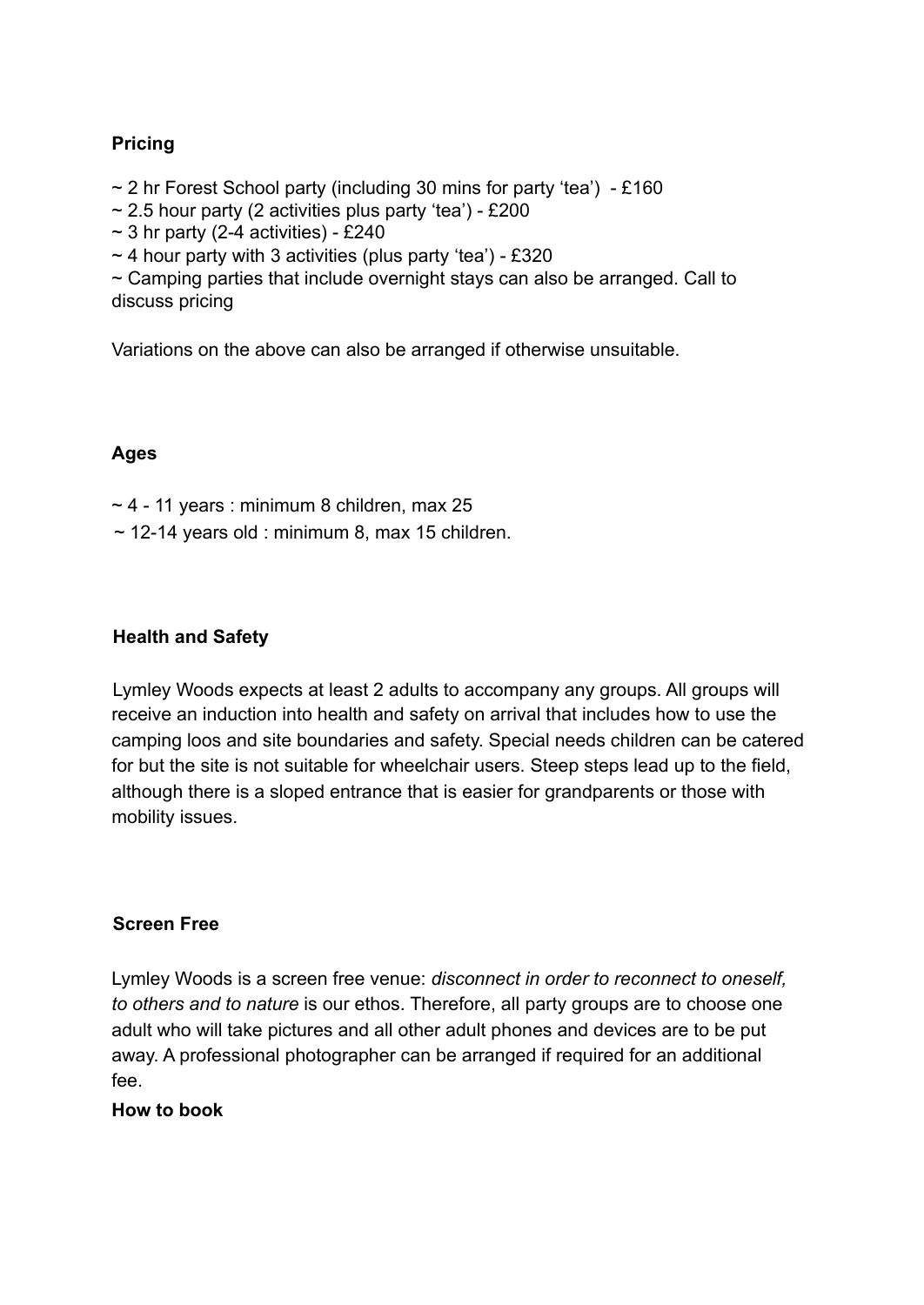**Pricing**

~ 2 hr Forest School party (including 30 mins for party 'tea') - £160
~ 2.5 hour party (2 activities plus party 'tea') - £200
~ 3 hr party (2-4 activities) - £240
~ 4 hour party with 3 activities (plus party 'tea') - £320
~ Camping parties that include overnight stays can also be arranged. Call to discuss pricing

Variations on the above can also be arranged if otherwise unsuitable.

**Ages**

~ 4 - 11 years : minimum 8 children, max 25
~ 12-14 years old : minimum 8, max 15 children.

**Health and Safety**

Lymley Woods expects at least 2 adults to accompany any groups. All groups will receive an induction into health and safety on arrival that includes how to use the camping loos and site boundaries and safety. Special needs children can be catered for but the site is not suitable for wheelchair users. Steep steps lead up to the field, although there is a sloped entrance that is easier for grandparents or those with mobility issues.

**Screen Free**

Lymley Woods is a screen free venue: *disconnect in order to reconnect to oneself, to others and to nature* is our ethos. Therefore, all party groups are to choose one adult who will take pictures and all other adult phones and devices are to be put away. A professional photographer can be arranged if required for an additional fee.

**How to book**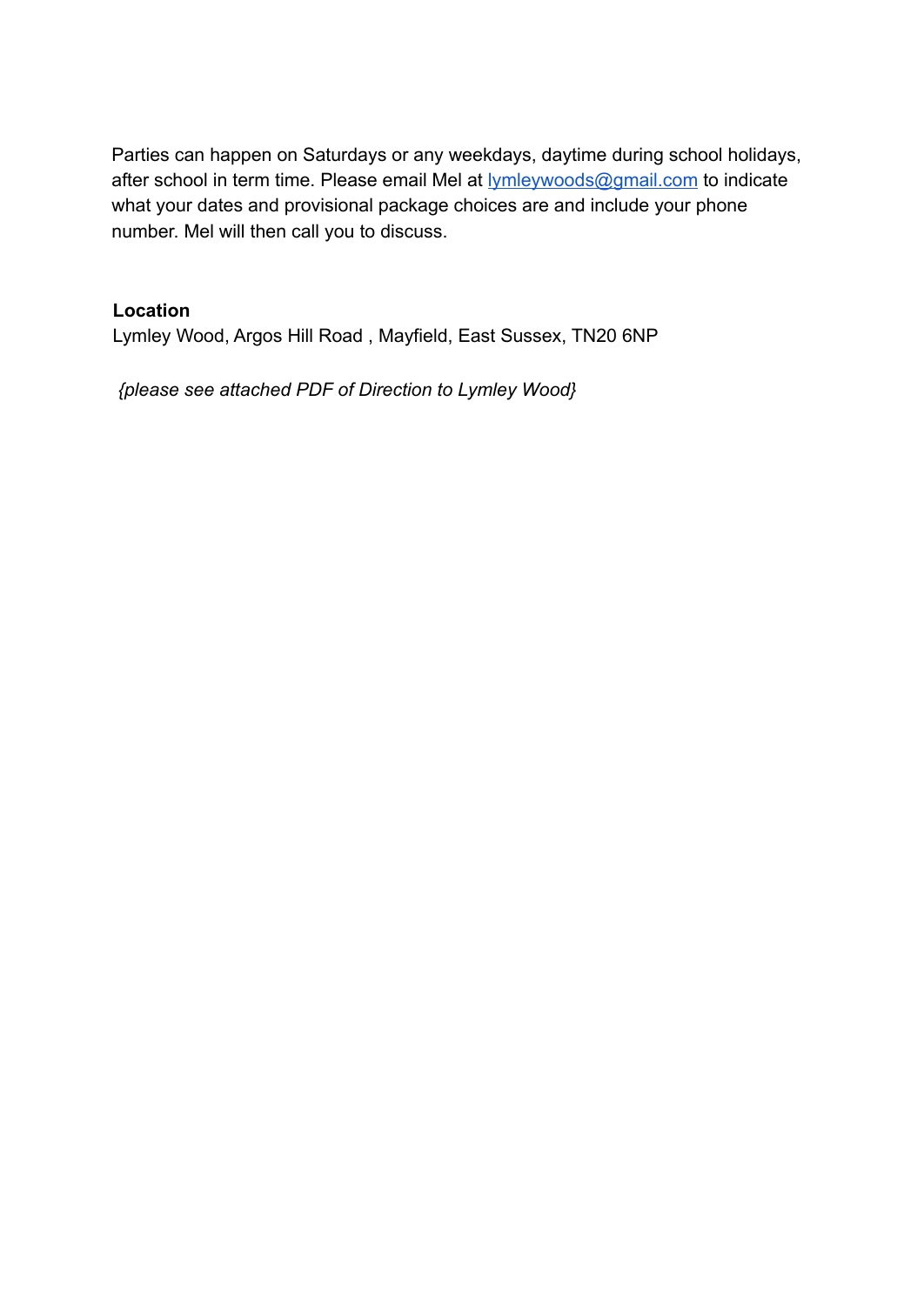Parties can happen on Saturdays or any weekdays, daytime during school holidays, after school in term time. Please email Mel at lymleywoods@gmail.com to indicate what your dates and provisional package choices are and include your phone number. Mel will then call you to discuss.

**Location**

Lymley Wood, Argos Hill Road , Mayfield, East Sussex, TN20 6NP

*{please see attached PDF of Direction to Lymley Wood}*